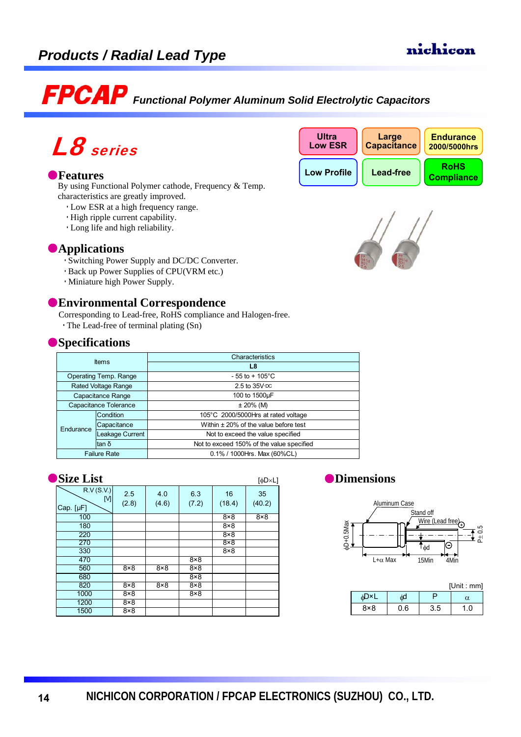## Products / Radial Lead Type

nichicon

# FPCAP *Functional Polymer Aluminum Solid Electrolytic Capacitors*

## *L8 series*

| Ultra Low ESR | Large Capacitance | Endurance 2000/5000hrs |
|---|---|---|
| Low Profile | Lead-free | RoHS Compliance |

### Features

By using Functional Polymer cathode, Frequency & Temp. characteristics are greatly improved.

- Low ESR at a high frequency range.
- High ripple current capability.
- Long life and high reliability.

### Applications

- Switching Power Supply and DC/DC Converter.
- Back up Power Supplies of CPU(VRM etc.)
- Miniature high Power Supply.

### Environmental Correspondence

Corresponding to Lead-free, RoHS compliance and Halogen-free.

- The Lead-free of terminal plating (Sn)

### Specifications

| Items | | Characteristics L8 |
|---|---|---|
| Operating Temp. Range | | - 55 to + 105°C |
| Rated Voltage Range | | 2.5 to 35V·DC |
| Capacitance Range | | 100 to 1500µF |
| Capacitance Tolerance | | ± 20% (M) |
| Endurance | Condition | 105°C 2000/5000Hrs at rated voltage |
| | Capacitance | Within ± 20% of the value before test |
| | Leakage Current | Not to exceed the value specified |
| | tan δ | Not to exceed 150% of the value specified |
| Failure Rate | | 0.1% / 1000Hrs. Max (60%CL) |

### Size List

[ϕD×L]

| Cap. [µF] \ R.V (S.V.) [V] | 2.5 (2.8) | 4.0 (4.6) | 6.3 (7.2) | 16 (18.4) | 35 (40.2) |
|---|---|---|---|---|---|
| 100 | | | | 8×8 | 8×8 |
| 180 | | | | 8×8 | |
| 220 | | | | 8×8 | |
| 270 | | | | 8×8 | |
| 330 | | | | 8×8 | |
| 470 | | | 8×8 | | |
| 560 | 8×8 | 8×8 | 8×8 | | |
| 680 | | | 8×8 | | |
| 820 | 8×8 | 8×8 | 8×8 | | |
| 1000 | 8×8 | | 8×8 | | |
| 1200 | 8×8 | | | | |
| 1500 | 8×8 | | | | |

### Dimensions

Aluminum Case, Stand off, Wire (Lead free), ϕD+0.5Max, L+α Max, 15Min, 4Min, ϕd, P± 0.5

[Unit : mm]

| ϕD×L | ϕd | P | α |
|---|---|---|---|
| 8×8 | 0.6 | 3.5 | 1.0 |

NICHICON CORPORATION / FPCAP ELECTRONICS (SUZHOU) CO., LTD.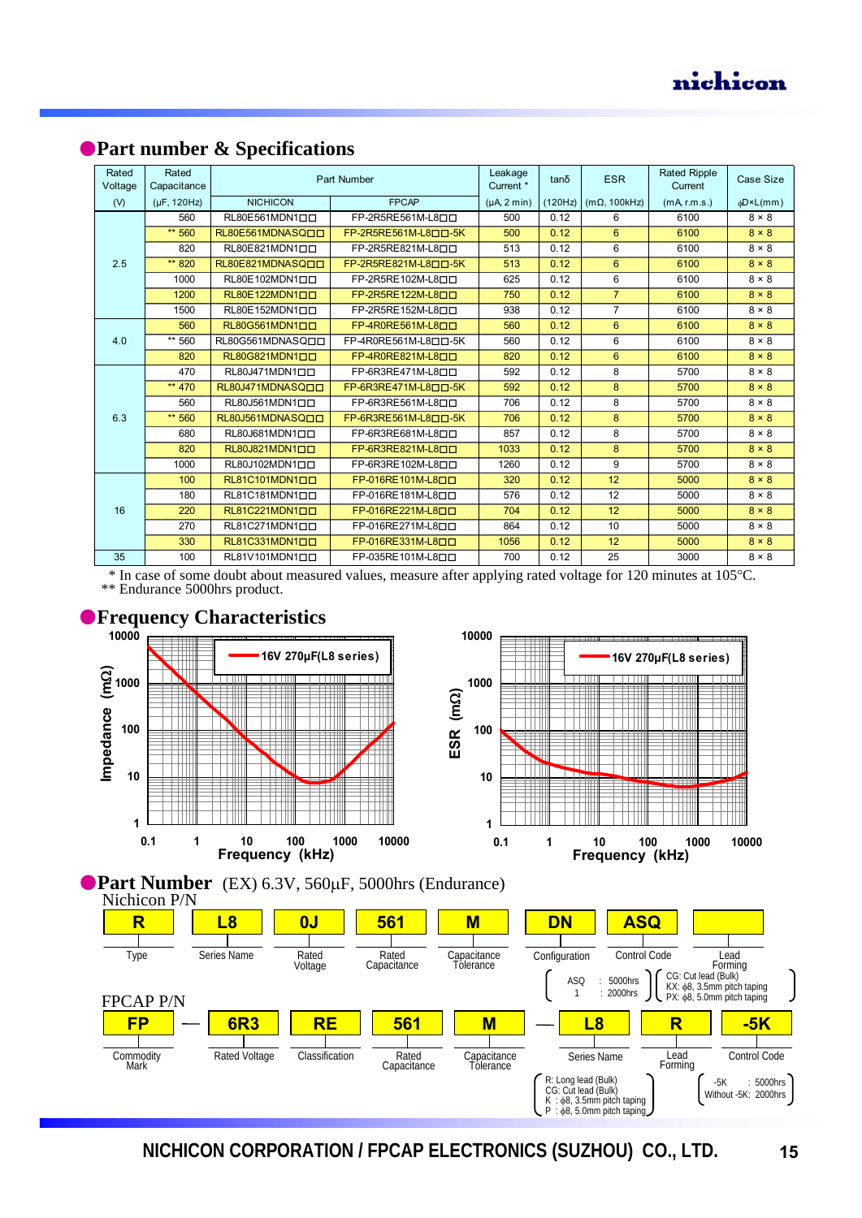## ●Part number & Specifications

| Rated Voltage (V) | Rated Capacitance (μF, 120Hz) | Part Number NICHICON | Part Number FPCAP | Leakage Current * (μA, 2 min) | tanδ (120Hz) | ESR (mΩ, 100kHz) | Rated Ripple Current (mA, r.m.s.) | Case Size φD×L(mm) |
|---|---|---|---|---|---|---|---|---|
| 2.5 | 560 | RL80E561MDN1□□ | FP-2R5RE561M-L8□□ | 500 | 0.12 | 6 | 6100 | 8 × 8 |
| | ** 560 | RL80E561MDNASQ□□ | FP-2R5RE561M-L8□□-5K | 500 | 0.12 | 6 | 6100 | 8 × 8 |
| | 820 | RL80E821MDN1□□ | FP-2R5RE821M-L8□□ | 513 | 0.12 | 6 | 6100 | 8 × 8 |
| | ** 820 | RL80E821MDNASQ□□ | FP-2R5RE821M-L8□□-5K | 513 | 0.12 | 6 | 6100 | 8 × 8 |
| | 1000 | RL80E102MDN1□□ | FP-2R5RE102M-L8□□ | 625 | 0.12 | 6 | 6100 | 8 × 8 |
| | 1200 | RL80E122MDN1□□ | FP-2R5RE122M-L8□□ | 750 | 0.12 | 7 | 6100 | 8 × 8 |
| | 1500 | RL80E152MDN1□□ | FP-2R5RE152M-L8□□ | 938 | 0.12 | 7 | 6100 | 8 × 8 |
| 4.0 | 560 | RL80G561MDN1□□ | FP-4R0RE561M-L8□□ | 560 | 0.12 | 6 | 6100 | 8 × 8 |
| | ** 560 | RL80G561MDNASQ□□ | FP-4R0RE561M-L8□□-5K | 560 | 0.12 | 6 | 6100 | 8 × 8 |
| | 820 | RL80G821MDN1□□ | FP-4R0RE821M-L8□□ | 820 | 0.12 | 6 | 6100 | 8 × 8 |
| 6.3 | 470 | RL80J471MDN1□□ | FP-6R3RE471M-L8□□ | 592 | 0.12 | 8 | 5700 | 8 × 8 |
| | ** 470 | RL80J471MDNASQ□□ | FP-6R3RE471M-L8□□-5K | 592 | 0.12 | 8 | 5700 | 8 × 8 |
| | 560 | RL80J561MDN1□□ | FP-6R3RE561M-L8□□ | 706 | 0.12 | 8 | 5700 | 8 × 8 |
| | ** 560 | RL80J561MDNASQ□□ | FP-6R3RE561M-L8□□-5K | 706 | 0.12 | 8 | 5700 | 8 × 8 |
| | 680 | RL80J681MDN1□□ | FP-6R3RE681M-L8□□ | 857 | 0.12 | 8 | 5700 | 8 × 8 |
| | 820 | RL80J821MDN1□□ | FP-6R3RE821M-L8□□ | 1033 | 0.12 | 8 | 5700 | 8 × 8 |
| | 1000 | RL80J102MDN1□□ | FP-6R3RE102M-L8□□ | 1260 | 0.12 | 9 | 5700 | 8 × 8 |
| 16 | 100 | RL81C101MDN1□□ | FP-016RE101M-L8□□ | 320 | 0.12 | 12 | 5000 | 8 × 8 |
| | 180 | RL81C181MDN1□□ | FP-016RE181M-L8□□ | 576 | 0.12 | 12 | 5000 | 8 × 8 |
| | 220 | RL81C221MDN1□□ | FP-016RE221M-L8□□ | 704 | 0.12 | 12 | 5000 | 8 × 8 |
| | 270 | RL81C271MDN1□□ | FP-016RE271M-L8□□ | 864 | 0.12 | 10 | 5000 | 8 × 8 |
| | 330 | RL81C331MDN1□□ | FP-016RE331M-L8□□ | 1056 | 0.12 | 12 | 5000 | 8 × 8 |
| 35 | 100 | RL81V101MDN1□□ | FP-035RE101M-L8□□ | 700 | 0.12 | 25 | 3000 | 8 × 8 |

\* In case of some doubt about measured values, measure after applying rated voltage for 120 minutes at 105°C.
** Endurance 5000hrs product.

## ●Frequency Characteristics

Impedance (mΩ)
10000
1000
100
10
1
0.1 1 10 100 1000 10000
Frequency (kHz)
16V 270μF(L8 series)

ESR (mΩ)
10000
1000
100
10
1
0.1 1 10 100 1000 10000
Frequency (kHz)
16V 270μF(L8 series)

## ●Part Number (EX) 6.3V, 560μF, 5000hrs (Endurance)

Nichicon P/N

| R | L8 | 0J | 561 | M | DN | ASQ | |
|---|---|---|---|---|---|---|---|
| Type | Series Name | Rated Voltage | Rated Capacitance | Capacitance Tolerance | Configuration | Control Code | Lead Forming |

Control Code: ASQ : 5000hrs; 1 : 2000hrs
Lead Forming: CG: Cut lead (Bulk); KX: φ8, 3.5mm pitch taping; PX: φ8, 5.0mm pitch taping

FPCAP P/N

| FP | — | 6R3 | RE | 561 | M | — | L8 | R | -5K |
|---|---|---|---|---|---|---|---|---|---|
| Commodity Mark | | Rated Voltage | Classification | Rated Capacitance | Capacitance Tolerance | | Series Name | Lead Forming | Control Code |

Lead Forming: R: Long lead (Bulk); CG: Cut lead (Bulk); K : φ8, 3.5mm pitch taping; P : φ8, 5.0mm pitch taping
Control Code: -5K : 5000hrs; Without -5K: 2000hrs